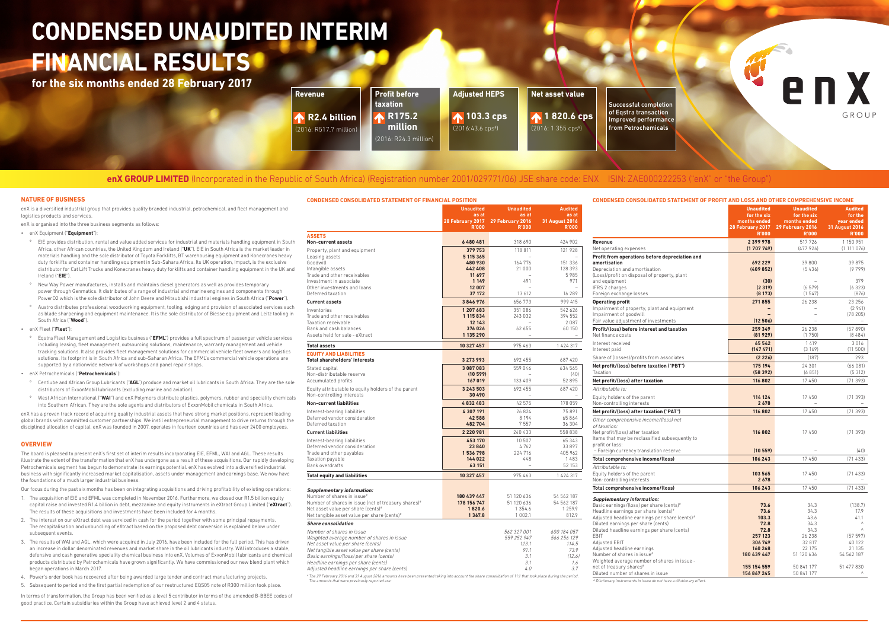# CONDENSED UNAUDITED INTERIM FINANCIAL RESULTS

**for the six months ended 28 February 2017**

| Revenue | Profit before taxation | Adjusted HEPS | Net asset value | |
|---|---|---|---|---|
| **R2.4 billion** (2016: R517.7 million) | **R175.2 million** (2016: R24.3 million) | **103.3 cps** (2016: 43.6 cps#) | **1 820.6 cps** (2016: 1 355 cps#) | Successful completion of Eqstra transaction Improved performance from Petrochemicals |

**enX GROUP LIMITED** (Incorporated in the Republic of South Africa) (Registration number 2001/029771/06) JSE share code: ENX ISIN: ZAE000222253 ("enX" or "the Group")

## NATURE OF BUSINESS

enX is a diversified industrial group that provides quality branded industrial, petrochemical, and fleet management and logistics products and services.

enX is organised into the three business segments as follows:

- enX Equipment ("**Equipment**"):
  - EIE provides distribution, rental and value added services for industrial and materials handling equipment in South Africa, other African countries, the United Kingdom and Ireland ("**UK**"). EIE in South Africa is the market leader in materials handling and the sole distributor of Toyota Forklifts, BT warehousing equipment and Konecranes heavy duty forklifts and container handling equipment in Sub-Sahara Africa. Its UK operation, Impact**,** is the exclusive distributor for Cat Lift Trucks and Konecranes heavy duty forklifts and container handling equipment in the UK and Ireland ("**EIE**").
  - New Way Power manufactures, installs and maintains diesel generators as well as provides temporary power through Genmatics. It distributes of a range of industrial and marine engines and components through PowerO2 which is the sole distributor of John Deere and Mitsubishi industrial engines in South Africa ("**Power**").
  - Austro distributes professional woodworking equipment, tooling, edging and provision of associated services such as blade sharpening and equipment maintenance. It is the sole distributor of Biesse equipment and Leitz tooling in South Africa ("**Wood**").
- enX Fleet ("**Fleet**"):
  - Eqstra Fleet Management and Logistics business ("**EFML**") provides a full spectrum of passenger vehicle services including leasing, fleet management, outsourcing solutions, maintenance, warranty management and vehicle tracking solutions. It also provides fleet management solutions for commercial vehicle fleet owners and logistics solutions. Its footprint is in South Africa and sub-Saharan Africa. The EFML's commercial vehicle operations are supported by a nationwide network of workshops and panel repair shops.
- enX Petrochemicals ("**Petrochemicals**"):
  - Centlube and African Group Lubricants ("**AGL**") produce and market oil lubricants in South Africa. They are the sole distributors of ExxonMobil lubricants (excluding marine and aviation).
  - West African International ("**WAI**") and enX Polymers distribute plastics, polymers, rubber and speciality chemicals into Southern African. They are the sole agents and distributors of ExxonMobil chemicals in South Africa.

enX has a proven track record of acquiring quality industrial assets that have strong market positions, represent leading global brands with committed customer partnerships. We instil entrepreneurial management to drive returns through the disciplined allocation of capital. enX was founded in 2007, operates in fourteen countries and has over 2400 employees.

## OVERVIEW

The board is pleased to present enX's first set of interim results incorporating EIE, EFML, WAI and AGL. These results illustrate the extent of the transformation that enX has undergone as a result of these acquisitions. Our rapidly developing Petrochemicals segment has begun to demonstrate its earnings potential. enX has evolved into a diversified industrial business with significantly increased market capitalisation, assets under management and earnings base. We now have the foundations of a much larger industrial business.

Our focus during the past six months has been on integrating acquisitions and driving profitability of existing operations:

1. The acquisition of EIE and EFML was completed in November 2016. Furthermore, we closed our R1.5 billion equity capital raise and invested R1.4 billion in debt, mezzanine and equity instruments in eXtract Group Limited ("**eXtract**"). The results of these acquisitions and investments have been included for 4 months.
2. The interest on our eXtract debt was serviced in cash for the period together with some principal repayments. The recapitalisation and unbundling of eXtract based on the proposed debt conversion is explained below under subsequent events.
3. The results of WAI and AGL, which were acquired in July 2016, have been included for the full period. This has driven an increase in dollar denominated revenues and market share in the oil lubricants industry. WAI introduces a stable, defensive and cash generative speciality chemical business into enX. Volumes of ExxonMobil lubricants and chemical products distributed by Petrochemicals have grown significantly. We have commissioned our new blend plant which began operations in March 2017.
4. Power's order book has recovered after being awarded large tender and contract manufacturing projects.
5. Subsequent to period end the first partial redemption of our restructured EQS05 note of R300 million took place.

In terms of transformation, the Group has been verified as a level 5 contributor in terms of the amended B-BBEE codes of good practice. Certain subsidiaries within the Group have achieved level 2 and 4 status.

## CONDENSED CONSOLIDATED STATEMENT OF FINANCIAL POSITION

| | Unaudited as at 28 February 2017 R'000 | Unaudited as at 29 February 2016 R'000 | Audited as at 31 August 2016 R'000 |
|---|---|---|---|
| **ASSETS** | | | |
| **Non-current assets** | **6 480 481** | 318 690 | 424 902 |
| Property, plant and equipment | **379 753** | 118 811 | 121 928 |
| Leasing assets | **5 115 365** | – | – |
| Goodwill | **480 930** | 164 776 | 151 336 |
| Intangible assets | **442 408** | 21 000 | 128 393 |
| Trade and other receivables | **11 697** | – | 5 985 |
| Investment in associate | **1 149** | 491 | 971 |
| Other investments and loans | **12 007** | – | – |
| Deferred taxation | **37 172** | 13 612 | 16 289 |
| **Current assets** | **3 846 976** | 656 773 | 999 415 |
| Inventories | **1 207 683** | 351 086 | 542 626 |
| Trade and other receivables | **1 115 834** | 243 032 | 394 552 |
| Taxation receivable | **12 143** | – | 2 087 |
| Bank and cash balances | **376 026** | 62 655 | 60 150 |
| Assets held for sale - eXtract | **1 135 290** | – | – |
| **Total assets** | **10 327 457** | 975 463 | 1 424 317 |
| **EQUITY AND LIABILITIES** | | | |
| **Total shareholders' interests** | **3 273 993** | 692 455 | 687 420 |
| Stated capital | **3 087 083** | 559 046 | 634 565 |
| Non-distributable reserve | **(10 599)** | – | (40) |
| Accumulated profits | **167 019** | 133 409 | 52 895 |
| Equity attributable to equity holders of the parent | **3 243 503** | 692 455 | 687 420 |
| Non-controlling interests | **30 490** | – | – |
| **Non-current liabilities** | **4 832 483** | 42 575 | 178 059 |
| Interest-bearing liabilities | **4 307 191** | 26 824 | 75 891 |
| Deferred vendor consideration | **42 588** | 8 194 | 65 864 |
| Deferred taxation | **482 704** | 7 557 | 36 304 |
| **Current liabilities** | **2 220 981** | 240 433 | 558 838 |
| Interest-bearing liabilities | **453 170** | 10 507 | 65 343 |
| Deferred vendor consideration | **23 840** | 4 762 | 33 897 |
| Trade and other payables | **1 536 798** | 224 716 | 405 962 |
| Taxation payable | **144 022** | 448 | 1 483 |
| Bank overdrafts | **63 151** | – | 52 153 |
| **Total equity and liabilities** | **10 327 457** | 975 463 | 1 424 317 |
| ***Supplementary information:*** | | | |
| Number of shares in issue# | **180 439 447** | 51 120 636 | 54 562 187 |
| Number of shares in issue (net of treasury shares)# | **178 156 747** | 51 120 636 | 54 562 187 |
| Net asset value per share (cents)# | **1 820.6** | 1 354.6 | 1 259.9 |
| Net tangible asset value per share (cents)# | **1 367.8** | 1 002.1 | 812.9 |
| ***Share consolidation*** | | | |
| *Number of shares in issue* | | *562 327 001* | *600 184 057* |
| *Weighted average number of shares in issue* | | *559 252 947* | *566 256 129* |
| *Net asset value per share (cents)* | | *123.1* | *114.5* |
| *Net tangible asset value per share (cents)* | | *91.1* | *73.9* |
| *Basic earnings/(loss) per share (cents)* | | *3.1* | *(12.6)* |
| *Headline earnings per share (cents)* | | *3.1* | *1.6* |
| *Adjusted headline earnings per share (cents)* | | *4.0* | *3.7* |

*# The 29 February 2016 and 31 August 2016 amounts have been presented taking into account the share consolidation of 11:1 that took place during the period. The amounts that were previously reported are:*

## CONDENSED CONSOLIDATED STATEMENT OF PROFIT AND LOSS AND OTHER COMPREHENSIVE INCOME

| | Unaudited for the six months ended 28 February 2017 R'000 | Unaudited for the six months ended 29 February 2016 R'000 | Audited for the year ended 31 August 2016 R'000 |
|---|---|---|---|
| **Revenue** | **2 399 978** | 517 726 | 1 150 951 |
| Net operating expenses | **(1 707 749)** | (477 926) | (1 111 076) |
| **Profit from operations before depreciation and amortisation** | **692 229** | 39 800 | 39 875 |
| Depreciation and amortisation | **(409 852)** | (5 436) | (9 799) |
| (Loss)/profit on disposal of property, plant and equipment | **(30)** | – | 379 |
| IFRS 2 charges | **(2 319)** | (6 579) | (6 323) |
| Foreign exchange losses | **(8 173)** | (1 547) | (876) |
| **Operating profit** | **271 855** | 26 238 | 23 256 |
| Impairment of property, plant and equipment | **–** | – | (2 941) |
| Impairment of goodwill | **–** | – | (78 205) |
| Fair value adjustment of investments | **(12 506)** | – | – |
| **Profit/(loss) before interest and taxation** | **259 349** | 26 238 | (57 890) |
| Net finance costs | **(81 929)** | (1 750) | (8 484) |
| Interest received | **65 542** | 1 419 | 3 016 |
| Interest paid | **(147 471)** | (3 169) | (11 500) |
| Share of (losses)/profits from associates | **(2 226)** | (187) | 293 |
| **Net profit/(loss) before taxation ("PBT")** | **175 194** | 24 301 | (66 081) |
| Taxation | **(58 392)** | (6 851) | (5 312) |
| **Net profit/(loss) after taxation** | **116 802** | 17 450 | (71 393) |
| *Attributable to:* | | | |
| Equity holders of the parent | **114 124** | 17 450 | (71 393) |
| Non-controlling interests | **2 678** | – | – |
| **Net profit/(loss) after taxation ("PAT")** | **116 802** | 17 450 | (71 393) |
| *Other comprehensive income/(loss) net of taxation:* | | | |
| Net profit/(loss) after taxation | **116 802** | 17 450 | (71 393) |
| Items that may be reclassified subsequently to profit or loss: | | | |
| – Foreign currency translation reserve | **(10 559)** | – | (40) |
| **Total comprehensive income/(loss)** | **106 243** | 17 450 | (71 433) |
| *Attributable to:* | | | |
| Equity holders of the parent | **103 565** | 17 450 | (71 433) |
| Non-controlling interests | **2 678** | – | – |
| **Total comprehensive income/(loss)** | **106 243** | 17 450 | (71 433) |
| ***Supplementary information:*** | | | |
| Basic earnings/(loss) per share (cents)# | **73.6** | 34.3 | (138.7) |
| Headline earnings per share (cents)# | **73.6** | 34.3 | 17.9 |
| Adjusted headline earnings per share (cents)# | **103.3** | 43.6 | 41.1 |
| Diluted earnings per share (cents) | **72.8** | 34.3 | ^ |
| Diluted headline earnings per share (cents) | **72.8** | 34.3 | ^ |
| EBIT | **257 123** | 26 238 | (57 597) |
| Adjusted EBIT | **306 749** | 32 817 | 40 122 |
| Adjusted headline earnings | **160 268** | 22 175 | 21 135 |
| Number of shares in issue# | **180 439 447** | 51 120 636 | 54 562 187 |
| Weighted average number of shares in issue - net of treasury shares# | **155 154 559** | 50 841 177 | 51 477 830 |
| Diluted number of shares in issue | **156 867 245** | 50 841 177 | ^ |

*^ Dilutionary instruments in issue do not have a dilutionary effect.*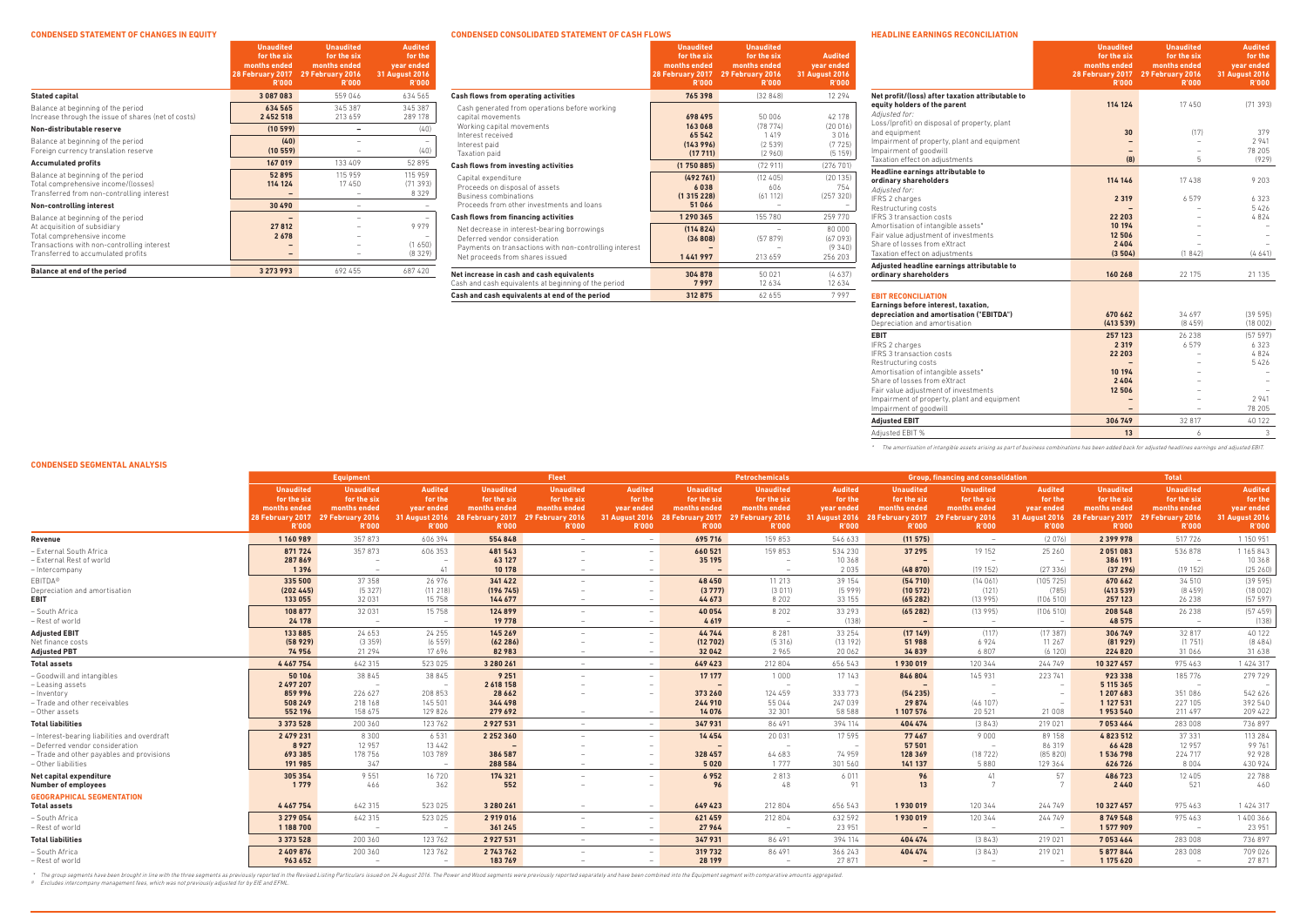## CONDENSED STATEMENT OF CHANGES IN EQUITY

| | Unaudited for the six months ended 28 February 2017 R'000 | Unaudited for the six months ended 29 February 2016 R'000 | Audited for the year ended 31 August 2016 R'000 |
|---|---|---|---|
| **Stated capital** | **3 087 083** | 559 046 | 634 565 |
| Balance at beginning of the period | 634 565 | 345 387 | 345 387 |
| Increase through the issue of shares (net of costs) | 2 452 518 | 213 659 | 289 178 |
| **Non-distributable reserve** | **(10 599)** | – | (40) |
| Balance at beginning of the period | (40) | – | – |
| Foreign currency translation reserve | (10 559) | – | (40) |
| **Accumulated profits** | **167 019** | 133 409 | 52 895 |
| Balance at beginning of the period | 52 895 | 115 959 | 115 959 |
| Total comprehensive income/(losses) | 114 124 | 17 450 | (71 393) |
| Transferred from non-controlling interest | – | – | 8 329 |
| **Non-controlling interest** | **30 490** | – | – |
| Balance at beginning of the period | – | – | – |
| At acquisition of subsidiary | 27 812 | – | 9 979 |
| Total comprehensive income | 2 678 | – | – |
| Transactions with non-controlling interest | – | – | (1 650) |
| Transferred to accumulated profits | – | – | (8 329) |
| **Balance at end of the period** | **3 273 993** | 692 455 | 687 420 |

## CONDENSED CONSOLIDATED STATEMENT OF CASH FLOWS

| | Unaudited for the six months ended 28 February 2017 R'000 | Unaudited for the six months ended 29 February 2016 R'000 | Audited year ended 31 August 2016 R'000 |
|---|---|---|---|
| **Cash flows from operating activities** | **765 398** | (32 848) | 12 294 |
| Cash generated from operations before working capital movements | 698 495 | 50 006 | 42 178 |
| Working capital movements | 163 068 | (78 774) | (20 016) |
| Interest received | 65 542 | 1 419 | 3 016 |
| Interest paid | (143 996) | (2 539) | (7 725) |
| Taxation paid | (17 711) | (2 960) | (5 159) |
| **Cash flows from investing activities** | **(1 750 885)** | (72 911) | (276 701) |
| Capital expenditure | (492 761) | (12 405) | (20 135) |
| Proceeds on disposal of assets | 6 038 | 606 | 754 |
| Business combinations | (1 315 228) | (61 112) | (257 320) |
| Proceeds from other investments and loans | 51 066 | – | – |
| **Cash flows from financing activities** | **1 290 365** | 155 780 | 259 770 |
| Net decrease in interest-bearing borrowings | (114 824) | – | 80 000 |
| Deferred vendor consideration | (36 808) | (57 879) | (67 093) |
| Payments on transactions with non-controlling interest | – | – | (9 340) |
| Net proceeds from shares issued | 1 441 997 | 213 659 | 256 203 |
| **Net increase in cash and cash equivalents** | **304 878** | 50 021 | (4 637) |
| Cash and cash equivalents at beginning of the period | 7 997 | 12 634 | 12 634 |
| **Cash and cash equivalents at end of the period** | **312 875** | 62 655 | 7 997 |

## HEADLINE EARNINGS RECONCILIATION

| | Unaudited for the six months ended 28 February 2017 R'000 | Unaudited for the six months ended 29 February 2016 R'000 | Audited for the year ended 31 August 2016 R'000 |
|---|---|---|---|
| **Net profit/(loss) after taxation attributable to equity holders of the parent** | **114 124** | 17 450 | (71 393) |
| *Adjusted for:* | | | |
| Loss/(profit) on disposal of property, plant and equipment | 30 | (17) | 379 |
| Impairment of property, plant and equipment | – | – | 2 941 |
| Impairment of goodwill | – | – | 78 205 |
| Taxation effect on adjustments | (8) | 5 | (929) |
| **Headline earnings attributable to ordinary shareholders** | **114 146** | 17 438 | 9 203 |
| *Adjusted for:* | | | |
| IFRS 2 charges | 2 319 | 6 579 | 6 323 |
| Restructuring costs | – | – | 5 426 |
| IFRS 3 transaction costs | 22 203 | – | 4 824 |
| Amortisation of intangible assets* | 10 194 | – | – |
| Fair value adjustment of investments | 12 506 | – | – |
| Share of losses from eXtract | 2 404 | – | – |
| Taxation effect on adjustments | (3 504) | (1 842) | (4 641) |
| **Adjusted headline earnings attributable to ordinary shareholders** | **160 268** | 22 175 | 21 135 |
| **EBIT RECONCILIATION** | | | |
| **Earnings before interest, taxation, depreciation and amortisation ("EBITDA")** | **670 662** | 34 697 | (39 595) |
| Depreciation and amortisation | (413 539) | (8 459) | (18 002) |
| **EBIT** | **257 123** | 26 238 | (57 597) |
| IFRS 2 charges | 2 319 | 6 579 | 6 323 |
| IFRS 3 transaction costs | 22 203 | – | 4 824 |
| Restructuring costs | – | – | 5 426 |
| Amortisation of intangible assets* | 10 194 | – | – |
| Share of losses from eXtract | 2 404 | – | – |
| Fair value adjustment of investments | 12 506 | – | – |
| Impairment of property, plant and equipment | – | – | 2 941 |
| Impairment of goodwill | – | – | 78 205 |
| **Adjusted EBIT** | **306 749** | 32 817 | 40 122 |
| Adjusted EBIT % | 13 | 6 | 3 |

\* The amortisation of intangible assets arising as part of business combinations has been added back for adjusted headlines earnings and adjusted EBIT.

## CONDENSED SEGMENTAL ANALYSIS

| | Equipment | | | Fleet | | | Petrochemicals | | | Group, financing and consolidation | | | Total | | |
|---|---|---|---|---|---|---|---|---|---|---|---|---|---|---|---|
| | Unaudited for the six months ended 28 February 2017 R'000 | Unaudited for the six months ended 29 February 2016 R'000 | Audited for the year ended 31 August 2016 R'000 | Unaudited for the six months ended 28 February 2017 R'000 | Unaudited for the six months ended 29 February 2016 R'000 | Audited for the year ended 31 August 2016 R'000 | Unaudited for the six months ended 28 February 2017 R'000 | Unaudited for the six months ended 29 February 2016 R'000 | Audited for the year ended 31 August 2016 R'000 | Unaudited for the six months ended 28 February 2017 R'000 | Unaudited for the six months ended 29 February 2016 R'000 | Audited for the year ended 31 August 2016 R'000 | Unaudited for the six months ended 28 February 2017 R'000 | Unaudited for the six months ended 29 February 2016 R'000 | Audited for the year ended 31 August 2016 R'000 |
| **Revenue** | **1 160 989** | 357 873 | 606 394 | **554 848** | – | – | **695 716** | 159 853 | 546 633 | **(11 575)** | – | (2 076) | **2 399 978** | 517 726 | 1 150 951 |
| – External South Africa | 871 724 | 357 873 | 606 353 | 481 543 | – | – | 660 521 | 159 853 | 534 230 | 37 295 | 19 152 | 25 260 | 2 051 083 | 536 878 | 1 165 843 |
| – External Rest of world | 287 869 | – | – | 63 127 | – | – | 35 195 | – | 10 368 | – | – | – | 386 191 | – | 10 368 |
| – Intercompany | 1 396 | – | 41 | 10 178 | – | – | – | – | 2 035 | (48 870) | (19 152) | (27 336) | (37 296) | (19 152) | (25 260) |
| EBITDA# | 335 500 | 37 358 | 26 976 | 341 422 | – | – | 48 450 | 11 213 | 39 154 | (54 710) | (14 061) | (105 725) | 670 662 | 34 510 | (39 595) |
| Depreciation and amortisation | (202 445) | (5 327) | (11 218) | (196 745) | – | – | (3 777) | (3 011) | (5 999) | (10 572) | (121) | (785) | (413 539) | (8 459) | (18 002) |
| **EBIT** | **133 055** | 32 031 | 15 758 | **144 677** | – | – | **44 673** | 8 202 | 33 155 | **(65 282)** | (13 995) | (106 510) | **257 123** | 26 238 | (57 597) |
| – South Africa | 108 877 | 32 031 | 15 758 | 124 899 | – | – | 40 054 | 8 202 | 33 293 | (65 282) | (13 995) | (106 510) | 208 548 | 26 238 | (57 459) |
| – Rest of world | 24 178 | – | – | 19 778 | – | – | 4 619 | – | (138) | – | – | – | 48 575 | – | (138) |
| **Adjusted EBIT** | **133 885** | 24 653 | 24 255 | **145 269** | – | – | **44 744** | 8 281 | 33 254 | **(17 149)** | (117) | (17 387) | **306 749** | 32 817 | 40 122 |
| Net finance costs | (58 929) | (3 359) | (6 559) | (62 286) | – | – | (12 702) | (5 316) | (13 192) | 51 988 | 6 924 | 11 267 | (81 929) | (1 751) | (8 484) |
| **Adjusted PBT** | **74 956** | 21 294 | 17 696 | **82 983** | – | – | **32 042** | 2 965 | 20 062 | **34 839** | 6 807 | (6 120) | **224 820** | 31 066 | 31 638 |
| **Total assets** | **4 467 754** | 642 315 | 523 025 | **3 280 261** | – | – | **649 423** | 212 804 | 656 543 | **1 930 019** | 120 344 | 244 749 | **10 327 457** | 975 463 | 1 424 317 |
| – Goodwill and intangibles | 50 106 | 38 845 | 38 845 | 9 251 | – | – | 17 177 | 1 000 | 17 143 | 846 804 | 145 931 | 223 741 | 923 338 | 185 776 | 279 729 |
| – Leasing assets | 2 497 207 | – | – | 2 618 158 | – | – | – | – | – | – | – | – | 5 115 365 | – | – |
| – Inventory | 859 996 | 226 627 | 208 853 | 28 662 | – | – | 373 260 | 124 459 | 333 773 | (54 235) | – | – | 1 207 683 | 351 086 | 542 626 |
| – Trade and other receivables | 508 249 | 218 168 | 145 501 | 344 498 | – | – | 244 910 | 55 044 | 247 039 | 29 874 | (46 107) | – | 1 127 531 | 227 105 | 392 540 |
| – Other assets | 552 196 | 158 675 | 129 826 | 279 692 | – | – | 14 076 | 32 301 | 58 588 | 1 107 576 | 20 521 | 21 008 | 1 953 540 | 211 497 | 209 422 |
| **Total liabilities** | **3 373 528** | 200 360 | 123 762 | **2 927 531** | – | – | **347 931** | 86 491 | 394 114 | **404 474** | (3 843) | 219 021 | **7 053 464** | 283 008 | 736 897 |
| – Interest-bearing liabilities and overdraft | 2 479 231 | 8 300 | 6 531 | 2 252 360 | – | – | 14 454 | 20 031 | 17 595 | 77 467 | 9 000 | 89 158 | 4 823 512 | 37 331 | 113 284 |
| – Deferred vendor consideration | 8 927 | 12 957 | 13 442 | – | – | – | – | – | – | 57 501 | – | 86 319 | 66 428 | 12 957 | 99 761 |
| – Trade and other payables and provisions | 693 385 | 178 756 | 103 789 | 386 587 | – | – | 328 457 | 64 683 | 74 959 | 128 369 | (18 722) | (85 820) | 1 536 798 | 224 717 | 92 928 |
| – Other liabilities | 191 985 | 347 | – | 288 584 | – | – | 5 020 | 1 777 | 301 560 | 141 137 | 5 880 | 129 364 | 626 726 | 8 004 | 430 924 |
| **Net capital expenditure** | **305 354** | 9 551 | 16 720 | **174 321** | – | – | **6 952** | 2 813 | 6 011 | **96** | 41 | 57 | **486 723** | 12 405 | 22 788 |
| **Number of employees** | **1 779** | 466 | 362 | **552** | – | – | **96** | 48 | 91 | **13** | 7 | 7 | **2 440** | 521 | 460 |
| **GEOGRAPHICAL SEGMENTATION** | | | | | | | | | | | | | | | |
| **Total assets** | **4 467 754** | 642 315 | 523 025 | **3 280 261** | – | – | **649 423** | 212 804 | 656 543 | **1 930 019** | 120 344 | 244 749 | **10 327 457** | 975 463 | 1 424 317 |
| – South Africa | 3 279 054 | 642 315 | 523 025 | 2 919 016 | – | – | 621 459 | 212 804 | 632 592 | 1 930 019 | 120 344 | 244 749 | 8 749 548 | 975 463 | 1 400 366 |
| – Rest of world | 1 188 700 | – | – | 361 245 | – | – | 27 964 | – | 23 951 | – | – | – | 1 577 909 | – | 23 951 |
| **Total liabilities** | **3 373 528** | 200 360 | 123 762 | **2 927 531** | – | – | **347 931** | 86 491 | 394 114 | **404 474** | (3 843) | 219 021 | **7 053 464** | 283 008 | 736 897 |
| – South Africa | 2 409 876 | 200 360 | 123 762 | 2 743 762 | – | – | 319 732 | 86 491 | 366 243 | 404 474 | (3 843) | 219 021 | 5 877 844 | 283 008 | 709 026 |
| – Rest of world | 963 652 | – | – | 183 769 | – | – | 28 199 | – | 27 871 | – | – | – | 1 175 620 | – | 27 871 |

\* The group segments have been brought in line with the three segments as previously reported in the Revised Listing Particulars issued on 24 August 2016. The Power and Wood segments were previously reported separately and have been combined into the Equipment segment with comparative amounts aggregated.

\# Excludes intercompany management fees, which was not previously adjusted for by EIE and EFML.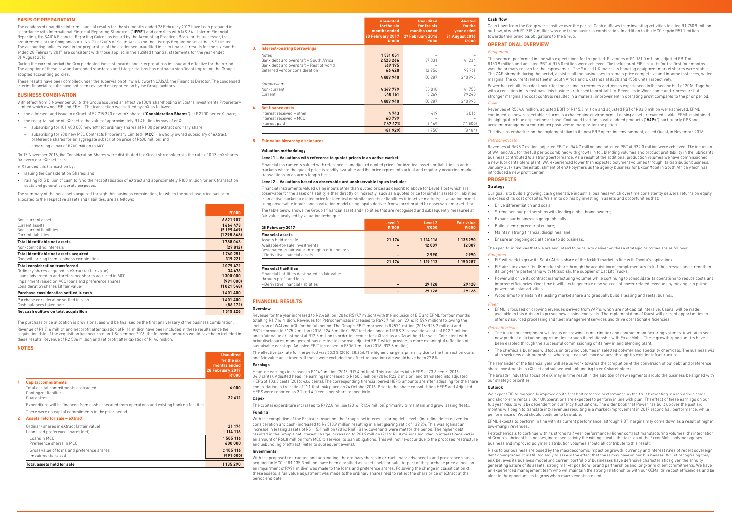## BASIS OF PREPARATION

The condensed unaudited interim financial results for the six months ended 28 February 2017 have been prepared in accordance with International Financial Reporting Standards ("**IFRS**") and complies with IAS 34 – Interim Financial Reporting, the SAICA Financial Reporting Guides as issued by the Accounting Practices Board or its successor, the requirements of the Companies Act, No. 71 of 2008 of South Africa and the Listings Requirements of the JSE Limited. The accounting policies used in the preparation of the condensed unaudited interim financial results for the six months ended 28 February 2017, are consistent with those applied in the audited financial statements for the year ended 31 August 2016.

During the current period the Group adopted those standards and interpretations in issue and effective for the period. The adoption of these new and amended standards and interpretations has not had a significant impact on the Group's adopted accounting policies.

These results have been compiled under the supervision of Irwin Lipworth CA(SA), the Financial Director. The condensed interim financial results have not been reviewed or reported on by the Group auditors.

## BUSINESS COMBINATION

With effect from 8 November 2016, the Group acquired an effective 100% shareholding in Eqstra Investments Proprietary Limited which owned EIE and EFML. The transaction was settled by enX as follows:

- the allotment and issue to eXtract of 52 715 390 new enX shares ("**Consideration Shares**") at R21.00 per enX share;
- the recapitalisation of eXtract to the value of approximately R1.4 billion by way of enX:
  - subscribing for 101 400 000 new eXtract ordinary shares at R1.00 per eXtract ordinary share;
  - subscribing for 400 new MCC Contracts Proprietary Limited ("**MCC**"), a wholly owned subsidiary of eXtract, preference shares for an aggregate subscription price of R600 million; and
  - advancing a loan of R700 million to MCC.

On 15 November 2016, the Consideration Shares were distributed to eXtract shareholders in the ratio of 0.13 enX shares for every one eXtract share.

enX funded this transaction by:

- issuing the Consideration Shares; and
- raising R1.5 billion of cash to fund the recapitalisation of eXtract and approximately R100 million for enX transaction costs and general corporate purposes.

The summary of the net assets acquired through this business combination, for which the purchase price has been allocated to the respective assets and liabilities, are as follows:

| | R'000 |
|---|---|
| Non-current assets | 6 621 907 |
| Current assets | 1 664 473 |
| Non-current liabilities | (5 199 469) |
| Current liabilities | (1 298 848) |
| **Total identifiable net assets** | **1 788 063** |
| Non-controlling interests | (27 812) |
| **Total identifiable net assets acquired** | **1 760 251** |
| Goodwill arising from business combination | 319 221 |
| **Total consideration transferred** | **2 079 472** |
| Ordinary shares acquired in eXtract (at fair value) | 34 476 |
| Loans advanced to and preference shares acquired in MCC | 1 300 000 |
| Impairment raised on MCC loans and preference shares | (991 000) |
| Consideration shares (at fair value) | (1 021 548) |
| **Purchase consideration settled in cash** | **1 401 400** |
| Purchase consideration settled in cash | 1 401 400 |
| Cash balances taken over | (86 172) |
| **Net cash outflow on total acquisition** | **1 315 228** |

The purchase price allocation is provisional and will be finalised on the first anniversary of the business combination.

Revenue of R1 716 million and net profit after taxation of R111 million have been included in these results since the acquisition date. If the acquisition had occurred on 1 September 2016, the following amounts would have been included in these results: Revenue of R2 586 million and net profit after taxation of R146 million.

## NOTES

| | | Unaudited for the six months ended 28 February 2017 R'000 |
|---|---|---|
| **1.** | **Capital commitments** | |
| | Total capital commitments contracted | 6 000 |
| | Contingent liabilities | – |
| | Guarantees | 22 412 |
| | Expenditure will be financed from cash generated from operations and existing banking facilities. | |
| | There were no capital commitments in the prior period. | |
| **2.** | **Assets held for sale – eXtract** | |
| | Ordinary shares in eXtract (at fair value) | 21 174 |
| | Loans and preference shares (net) | 1 114 116 |
| | Loans in MCC | 1 505 116 |
| | Preference shares in MCC | 600 000 |
| | Gross value of loans and preference shares | 2 105 116 |
| | Impairments raised | (991 000) |
| | **Total assets held for sale** | **1 135 290** |

| | | Unaudited for the six months ended 28 February 2017 R'000 | Unaudited for the six months ended 29 February 2016 R'000 | Audited for the year ended 31 August 2016 R'000 |
|---|---|---|---|---|
| **3.** | **Interest-bearing borrowings** | | | |
| | Notes | 1 531 051 | – | – |
| | Bank debt and overdraft – South Africa | 2 523 266 | 37 331 | 141 234 |
| | Bank debt and overdraft – Rest of world | 769 195 | – | – |
| | Deferred vendor consideration | 66 428 | 12 956 | 99 761 |
| | | **4 889 940** | **50 287** | **240 995** |
| | *Comprising:* | | | |
| | Non-current | 4 349 779 | 35 018 | 141 755 |
| | Current | 540 161 | 15 269 | 99 240 |
| | | **4 889 940** | **50 287** | **240 995** |
| **4.** | **Net finance costs** | | | |
| | Interest received – other | 4 743 | 1 419 | 3 016 |
| | Interest received – MCC | 60 799 | – | – |
| | Interest paid | (147 471) | (3 169) | (11 500) |
| | | **(81 929)** | **(1 750)** | **(8 484)** |

**5. Fair value hierarchy disclosures**

**Valuation methodology**

**Level 1 – Valuations with reference to quoted prices in an active market:**

Financial instruments valued with reference to unadjusted quoted prices for identical assets or liabilities in active markets where the quoted price is readily available and the price represents actual and regularly occurring market transactions on an arm's length basis.

**Level 2 – Valuations based on observable and unobservable inputs include:**

Financial instruments valued using inputs other than quoted prices as described above for Level 1 but which are observable for the asset or liability, either directly or indirectly, such as a quoted price for similar assets or liabilities in an active market; a quoted price for identical or similar assets or liabilities in inactive markets; a valuation model using observable inputs; and a valuation model using inputs derived from/corroborated by observable market data.

The table below shows the Group's financial asset and liabilities that are recognised and subsequently measured at fair value, analysed by valuation technique.

| 28 February 2017 | Level 1 R'000 | Level 2 R'000 | Fair value R'000 |
|---|---|---|---|
| **Financial assets** | | | |
| Assets held for sale | 21 174 | 1 114 116 | 1 135 290 |
| Available-for-sale investments | – | 12 007 | 12 007 |
| Designated as fair value through profit and loss – Derivative financial assets | – | 2 990 | 2 990 |
| | **21 174** | **1 129 113** | **1 150 287** |
| **Financial liabilities** | | | |
| Financial liabilities designated as fair value through profit and loss – Derivative financial liabilities | – | 29 128 | 29 128 |
| | **–** | **29 128** | **29 128** |

## FINANCIAL RESULTS

**Overview**

Revenue for the year increased to R2.4 billion (2016: R517.7 million) with the inclusion of EIE and EFML for four months totalling R1 716 million. Revenues for Petrochemicals increased to R695.7 million (2016: R159.9 million) following the inclusion of WAI and AGL for the full period. The Group's EBIT improved to R257.1 million (2016: R26.2 million) and PBT improved to R175.2 million (2016: R24.3 million). PBT includes once-off IFRS 3 transaction costs of R22.2 million and a fair value adjustment of R12.5 million in order to account for eXtract as an 'Asset held for sale'. Consistent with prior disclosures, management has elected to disclose adjusted EBIT which provides a more meaningful reflection of sustainable earnings. Adjusted EBIT increased to R306.7 million (2016: R32.8 million).

The effective tax rate for the period was 33.3% (2016: 28.2%). The higher charge is primarily due to the transaction costs and fair value adjustments. If these were excluded the effective taxation rate would have been 27.8%.

**Earnings**

Headline earnings increased to R114.1 million (2016: R17.4 million). This translates into HEPS of 73.6 cents (2016: 34.3 cents). Adjusted headline earnings increased to R160.3 million (2016: R22.2 million) and translated into adjusted HEPS of 103.3 cents (2016: 43.6 cents). The corresponding financial period HEPS amounts are after adjusting for the share consolidation in the ratio of 11:1 that took place on 24 October 2016. Prior to the share consolidation HEPS and Adjusted HEPS were reported as 3.1 and 4.0 cents per share respectively.

**Capex**

The capital expenditure increased to R492.8 million (2016: R12.4 million) primarily to maintain and grow leasing fleets.

**Funding**

With the completion of the Eqstra transaction, the Group's net interest-bearing debt levels (including deferred vendor consideration and cash) increased to R4 513.9 million resulting in a net gearing ratio of 139.2%. This was against an increase in leasing assets of R5 115.4 million (2016: Rnil). Bank covenants were met for the period. The higher debt resulted in the Group's net interest charge increasing to R81.9 million (2016: R1.8 million). Included in interest received is an amount of R60.8 million from MCC to service its loan obligations. This will not re-occur due to the proposed restructure and unbundling of eXtract (Refer to subsequent events).

**Investments**

With the proposed restructure and unbundling, the ordinary shares in eXtract, loans advanced to and preference shares acquired in MCC of R1 135.3 million, have been classified as assets held for sale. As part of the purchase price allocation an impairment of R991 million was made to the loans and preference shares. Following the change in classification of these assets, a fair value adjustment was made to the ordinary shares held to reflect the share price of eXtract at the period end date.

**Cash flow**

Cash flows from the Group were positive over the period. Cash outflows from investing activities totalled R1 750.9 million outflow, of which R1 315.2 million was due to the business combination. In addition to this MCC repaid R51.1 million towards their principal obligations to the Group.

## OPERATIONAL OVERVIEW

*Equipment*

The segment performed in line with expectations for the period. Revenues of R1 161.0 million, adjusted EBIT of R133.9 million and adjusted PBT of R75.0 million were achieved. The inclusion of EIE's results for the first four months was the primary reason for the improvement. The SA and UK materials handling equipment market shares were stable. The ZAR strength during the period, assisted all the businesses to remain price competitive and in some instances, widen margins. The current rental fleet in South Africa and UK stands at 8320 and 4550 units respectively.

Power has rebuilt its order book after the decline in revenues and losses experienced in the second half of 2016. Together with a reduction in its cost base this business returned to profitability. Revenues in Wood came under pressure but stronger margins and cost controls resulted in a material improvement in operating profit compared to the prior period.

*Fleet*

Revenues of R554.8 million, adjusted EBIT of R145.3 million and adjusted PBT of R83.0 million were achieved. EFML continued to show respectable returns in a challenging environment. Leasing assets remained stable. EFML maintained its high quality blue chip customer base. Continued traction in value added products ("**VAPs**") particularly GPS and accident management contributed positively to margins for the period.

The division embarked on the implementation to its new ERP operating environment, called Quest, in November 2016.

*Petrochemicals*

Revenues of R695.7 million, adjusted EBIT of R44.7 million and adjusted PBT of R32.0 million were achieved. The inclusion of WAI and AGL for the full period combined with growth in toll blending volumes and product profitability in the lubricants business contributed to a strong performance. As a result of the additional production volumes we have commissioned a new lubricants blend plant. WAI experienced lower than expected polymers volumes through its distribution business. January 2017 saw the establishment of enX Polymers as the agency business for ExxonMobil in South Africa which has introduced a new profit center.

## PROSPECTS

**Strategy**

Our goal is to build a growing, cash generative industrial business which over time consistently delivers returns on equity in excess of its cost of capital. We aim to do this by investing in assets and opportunities that:

- Drive differentiation and scale;
- Strengthen our partnerships with leading global brand owners;
- Expand our businesses geographically;
- Build an entrepreneurial culture;
- Maintain strong financial disciplines; and
- Ensure an ongoing social license to do business.

The specific initiatives that we are and intend to pursue to deliver on these strategic priorities are as follows:

*Equipment:*

- EIE will seek to grow its South Africa share of the forklift market in line with Toyota's aspirations.
- EIE aims to expand its UK market share through the acquisition of complementary forklift businesses and strengthen its long-term partnership with Mitsubishi, the supplier of Cat Lift Trucks.
- Power will drive its contract manufacturing volumes while continuing to consolidate its operations to reduce costs and improve efficiencies. Over time it will aim to generate new sources of power related revenues by moving into prime power and solar activities.
- Wood aims to maintain its leading market share and gradually build a leasing and rental businss.

*Fleet:*

- EFML is focused on growing revenues derived from VAP's, which are not-capital intensive. Capital will be made available to this division to pursue new leasing contracts. The implementation of Quest will present opportunities to offer outsourced processing and fleet management services and drive operational efficiencies.

*Petrochemicals:*

- The lubricants component will focus on growing its distribution and contract manufacturing volumes. It will also seek new product distribution opportunities through its relationship with ExxonMobil. These growth opportunities have been enabled through the successful commissioning of its new inland blending plant.
- The chemicals business will focus on growing volumes in selected polymer and speciality chemicals. The business will also seek new distributorships, whereby it can sell more volume through its existing infrastructure.

The remainder of the financial year will see us work towards the completion of the conversion of our debt and preference share investments in eXtract and subsequent unbundling to enX shareholders.

The broader industrial focus of enX may in time result in the addition of new segments should the business be aligned with our strategic priorities.

**Outlook**

We expect EIE to marginally improve on its first half reported performance as the fruit harvesting season drives sales and short-term rentals. Our UK operations are expected to perform in line with plan. The effect of these earnings on our full year results will be dependent on currency fluctuations. The order book that Power has built up over the past six months will begin to translate into revenues resulting in a marked improvement in 2017 second half performance, while performance of Wood should continue to be stable.

EFML expects to perform in line with its current performance, although PBT margins may come down as a result of higher low-margin revenues.

Petrochemicals to continue with its strong half year performance. Higher contract manufacturing volumes, the integration of Group's lubricant businesses, increased activity the mining clients, the take-on of the ExxonMobil polymer agency business and improved polymer distribution volumes should all contribute to this result.

Risks to our business are posed by the macroeconomic impact on growth, currency and interest rates of recent sovereign debt downgrades. It is still too early to assess the effect that these may have on our businesses. Whilst recognising this, enX believes its business model and current portfolio of businesses have defensive characteristics given the annuity generating nature of its assets, strong market positions, brand partnerships and long-term client commitments. We have an experienced management team who will maintain the strong relationships with our OEMs, drive cost efficiencies and be alert to the opportunities to grow when macro events present.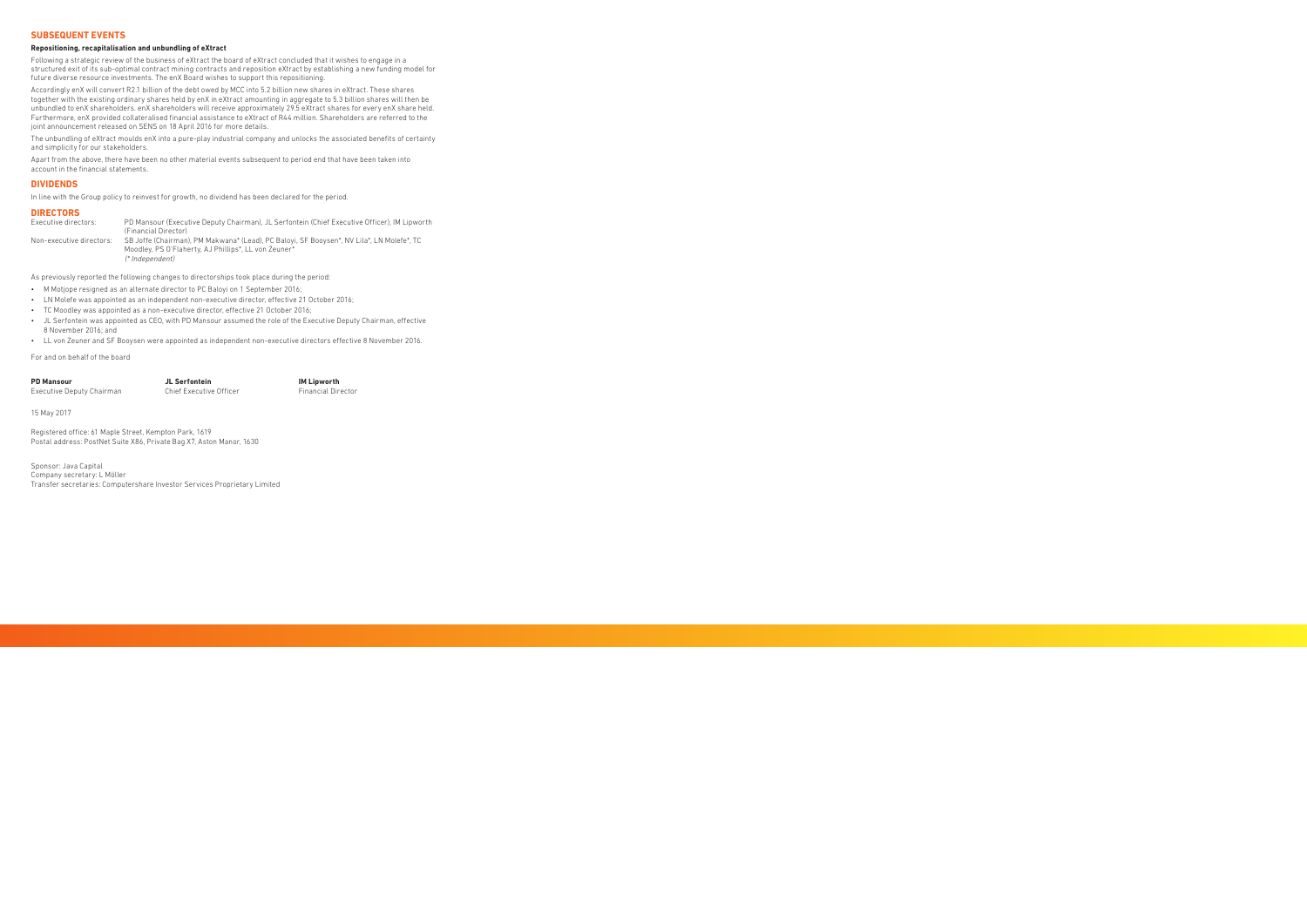## SUBSEQUENT EVENTS

### Repositioning, recapitalisation and unbundling of eXtract

Following a strategic review of the business of eXtract the board of eXtract concluded that it wishes to engage in a structured exit of its sub-optimal contract mining contracts and reposition eXtract by establishing a new funding model for future diverse resource investments. The enX Board wishes to support this repositioning.

Accordingly enX will convert R2.1 billion of the debt owed by MCC into 5.2 billion new shares in eXtract. These shares together with the existing ordinary shares held by enX in eXtract amounting in aggregate to 5.3 billion shares will then be unbundled to enX shareholders. enX shareholders will receive approximately 29.5 eXtract shares for every enX share held. Furthermore, enX provided collateralised financial assistance to eXtract of R44 million. Shareholders are referred to the joint announcement released on SENS on 18 April 2016 for more details.

The unbundling of eXtract moulds enX into a pure-play industrial company and unlocks the associated benefits of certainty and simplicity for our stakeholders.

Apart from the above, there have been no other material events subsequent to period end that have been taken into account in the financial statements.

## DIVIDENDS

In line with the Group policy to reinvest for growth, no dividend has been declared for the period.

## DIRECTORS

| | |
|---|---|
| Executive directors: | PD Mansour (Executive Deputy Chairman), JL Serfontein (Chief Executive Officer), IM Lipworth (Financial Director) |
| Non-executive directors: | SB Joffe (Chairman), PM Makwana* (Lead), PC Baloyi, SF Booysen*, NV Lila*, LN Molefe*, TC Moodley, PS O'Flaherty, AJ Phillips*, LL von Zeuner* <br> *(\* Independent)* |

As previously reported the following changes to directorships took place during the period:

- M Motjope resigned as an alternate director to PC Baloyi on 1 September 2016;
- LN Molefe was appointed as an independent non-executive director, effective 21 October 2016;
- TC Moodley was appointed as a non-executive director, effective 21 October 2016;
- JL Serfontein was appointed as CEO, with PD Mansour assumed the role of the Executive Deputy Chairman, effective 8 November 2016; and
- LL von Zeuner and SF Booysen were appointed as independent non-executive directors effective 8 November 2016.

For and on behalf of the board

| | | |
|---|---|---|
| **PD Mansour** | **JL Serfontein** | **IM Lipworth** |
| Executive Deputy Chairman | Chief Executive Officer | Financial Director |

15 May 2017

Registered office: 61 Maple Street, Kempton Park, 1619
Postal address: PostNet Suite X86, Private Bag X7, Aston Manor, 1630

Sponsor: Java Capital
Company secretary: L Möller
Transfer secretaries: Computershare Investor Services Proprietary Limited